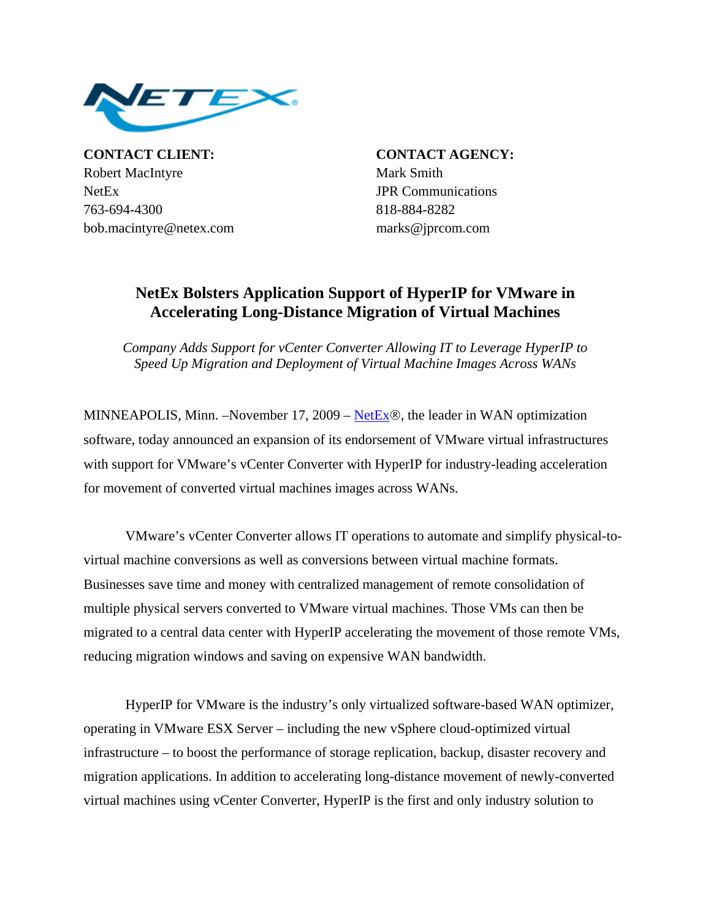**CONTACT CLIENT:**
Robert MacIntyre
NetEx
763-694-4300
bob.macintyre@netex.com

**CONTACT AGENCY:**
Mark Smith
JPR Communications
818-884-8282
marks@jprcom.com

# NetEx Bolsters Application Support of HyperIP for VMware in Accelerating Long-Distance Migration of Virtual Machines

*Company Adds Support for vCenter Converter Allowing IT to Leverage HyperIP to Speed Up Migration and Deployment of Virtual Machine Images Across WANs*

MINNEAPOLIS, Minn. –November 17, 2009 – NetEx®, the leader in WAN optimization software, today announced an expansion of its endorsement of VMware virtual infrastructures with support for VMware's vCenter Converter with HyperIP for industry-leading acceleration for movement of converted virtual machines images across WANs.

VMware's vCenter Converter allows IT operations to automate and simplify physical-to-virtual machine conversions as well as conversions between virtual machine formats. Businesses save time and money with centralized management of remote consolidation of multiple physical servers converted to VMware virtual machines. Those VMs can then be migrated to a central data center with HyperIP accelerating the movement of those remote VMs, reducing migration windows and saving on expensive WAN bandwidth.

HyperIP for VMware is the industry's only virtualized software-based WAN optimizer, operating in VMware ESX Server – including the new vSphere cloud-optimized virtual infrastructure – to boost the performance of storage replication, backup, disaster recovery and migration applications. In addition to accelerating long-distance movement of newly-converted virtual machines using vCenter Converter, HyperIP is the first and only industry solution to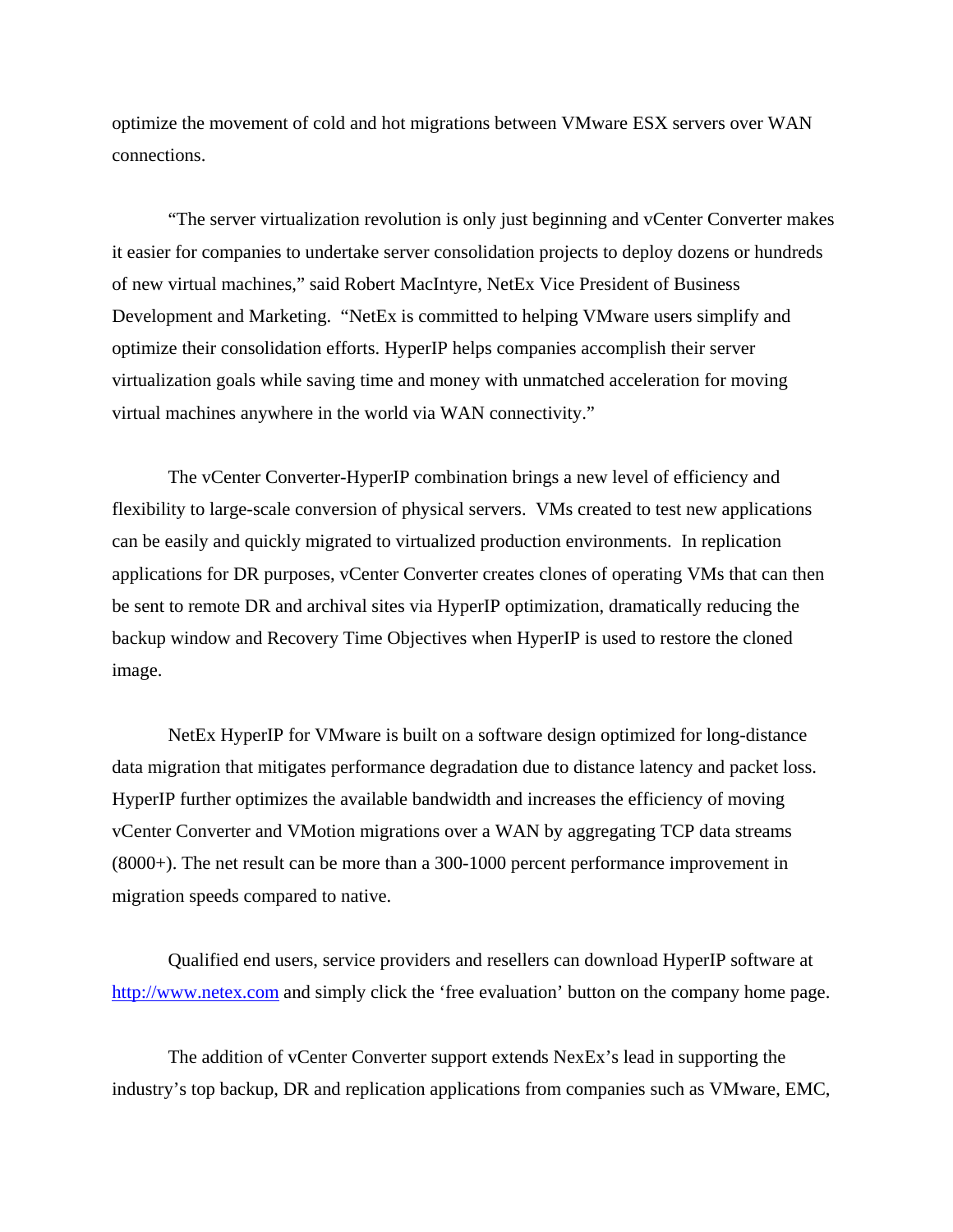optimize the movement of cold and hot migrations between VMware ESX servers over WAN connections.

"The server virtualization revolution is only just beginning and vCenter Converter makes it easier for companies to undertake server consolidation projects to deploy dozens or hundreds of new virtual machines," said Robert MacIntyre, NetEx Vice President of Business Development and Marketing. "NetEx is committed to helping VMware users simplify and optimize their consolidation efforts. HyperIP helps companies accomplish their server virtualization goals while saving time and money with unmatched acceleration for moving virtual machines anywhere in the world via WAN connectivity."

The vCenter Converter-HyperIP combination brings a new level of efficiency and flexibility to large-scale conversion of physical servers. VMs created to test new applications can be easily and quickly migrated to virtualized production environments. In replication applications for DR purposes, vCenter Converter creates clones of operating VMs that can then be sent to remote DR and archival sites via HyperIP optimization, dramatically reducing the backup window and Recovery Time Objectives when HyperIP is used to restore the cloned image.

NetEx HyperIP for VMware is built on a software design optimized for long-distance data migration that mitigates performance degradation due to distance latency and packet loss. HyperIP further optimizes the available bandwidth and increases the efficiency of moving vCenter Converter and VMotion migrations over a WAN by aggregating TCP data streams (8000+). The net result can be more than a 300-1000 percent performance improvement in migration speeds compared to native.

Qualified end users, service providers and resellers can download HyperIP software at [http://www.netex.com](http://www.netex.com) and simply click the 'free evaluation' button on the company home page.

The addition of vCenter Converter support extends NexEx's lead in supporting the industry's top backup, DR and replication applications from companies such as VMware, EMC,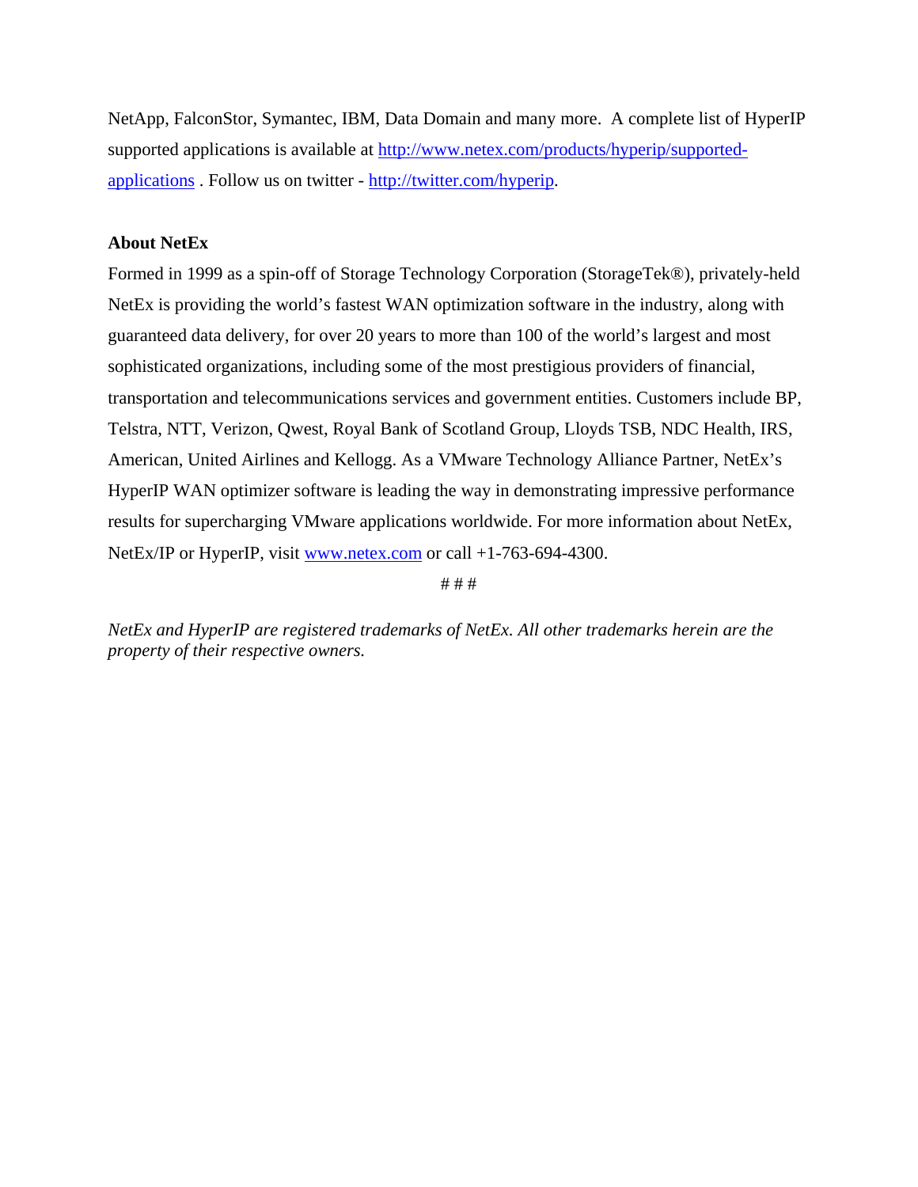NetApp, FalconStor, Symantec, IBM, Data Domain and many more. A complete list of HyperIP supported applications is available at [http://www.netex.com/products/hyperip/supported-applications](http://www.netex.com/products/hyperip/supported-applications) . Follow us on twitter - [http://twitter.com/hyperip](http://twitter.com/hyperip).

**About NetEx**

Formed in 1999 as a spin-off of Storage Technology Corporation (StorageTek®), privately-held NetEx is providing the world's fastest WAN optimization software in the industry, along with guaranteed data delivery, for over 20 years to more than 100 of the world's largest and most sophisticated organizations, including some of the most prestigious providers of financial, transportation and telecommunications services and government entities. Customers include BP, Telstra, NTT, Verizon, Qwest, Royal Bank of Scotland Group, Lloyds TSB, NDC Health, IRS, American, United Airlines and Kellogg. As a VMware Technology Alliance Partner, NetEx's HyperIP WAN optimizer software is leading the way in demonstrating impressive performance results for supercharging VMware applications worldwide. For more information about NetEx, NetEx/IP or HyperIP, visit [www.netex.com](http://www.netex.com) or call +1-763-694-4300.

# # #

*NetEx and HyperIP are registered trademarks of NetEx. All other trademarks herein are the property of their respective owners.*